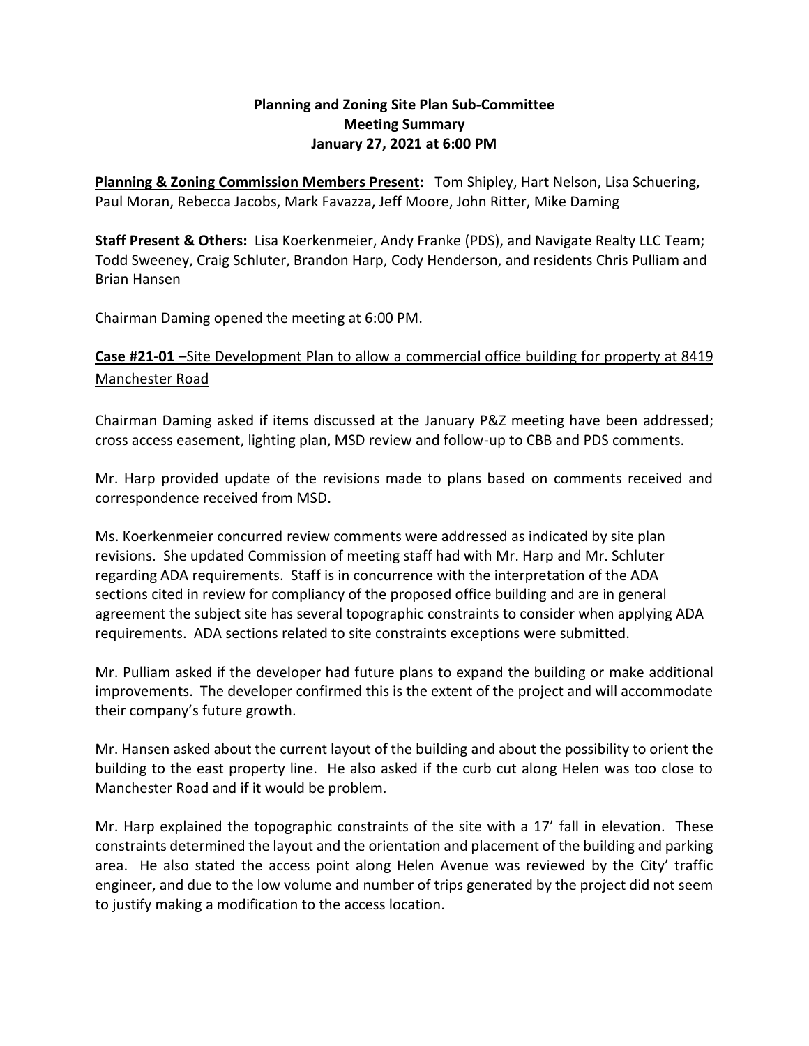**Planning and Zoning Site Plan Sub-Committee**
**Meeting Summary**
**January 27, 2021 at 6:00 PM**

**Planning & Zoning Commission Members Present:** Tom Shipley, Hart Nelson, Lisa Schuering, Paul Moran, Rebecca Jacobs, Mark Favazza, Jeff Moore, John Ritter, Mike Daming

**Staff Present & Others:** Lisa Koerkenmeier, Andy Franke (PDS), and Navigate Realty LLC Team; Todd Sweeney, Craig Schluter, Brandon Harp, Cody Henderson, and residents Chris Pulliam and Brian Hansen

Chairman Daming opened the meeting at 6:00 PM.

**Case #21-01** –Site Development Plan to allow a commercial office building for property at 8419 Manchester Road

Chairman Daming asked if items discussed at the January P&Z meeting have been addressed; cross access easement, lighting plan, MSD review and follow-up to CBB and PDS comments.

Mr. Harp provided update of the revisions made to plans based on comments received and correspondence received from MSD.

Ms. Koerkenmeier concurred review comments were addressed as indicated by site plan revisions. She updated Commission of meeting staff had with Mr. Harp and Mr. Schluter regarding ADA requirements. Staff is in concurrence with the interpretation of the ADA sections cited in review for compliancy of the proposed office building and are in general agreement the subject site has several topographic constraints to consider when applying ADA requirements. ADA sections related to site constraints exceptions were submitted.

Mr. Pulliam asked if the developer had future plans to expand the building or make additional improvements. The developer confirmed this is the extent of the project and will accommodate their company's future growth.

Mr. Hansen asked about the current layout of the building and about the possibility to orient the building to the east property line. He also asked if the curb cut along Helen was too close to Manchester Road and if it would be problem.

Mr. Harp explained the topographic constraints of the site with a 17' fall in elevation. These constraints determined the layout and the orientation and placement of the building and parking area. He also stated the access point along Helen Avenue was reviewed by the City' traffic engineer, and due to the low volume and number of trips generated by the project did not seem to justify making a modification to the access location.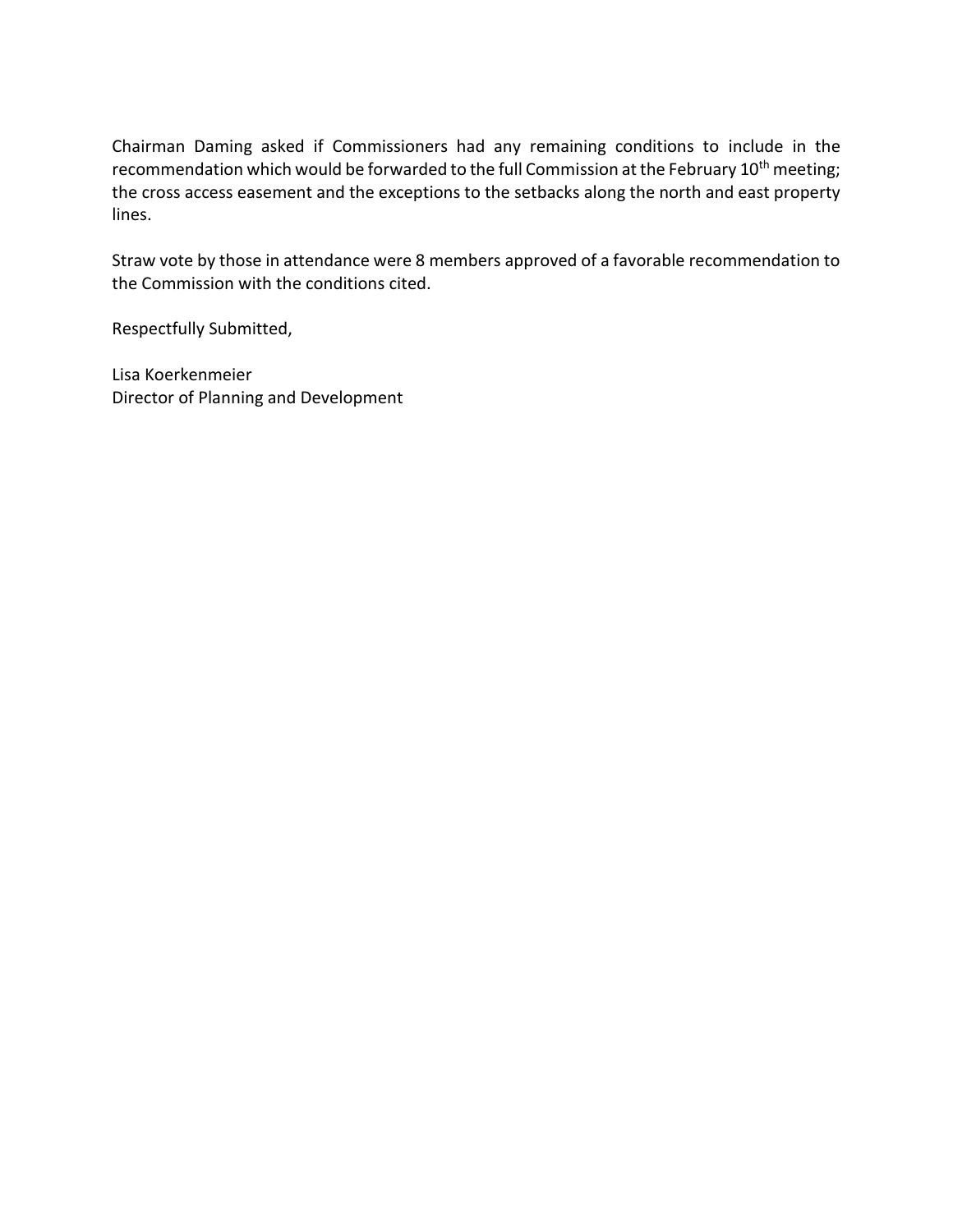Chairman Daming asked if Commissioners had any remaining conditions to include in the recommendation which would be forwarded to the full Commission at the February 10th meeting; the cross access easement and the exceptions to the setbacks along the north and east property lines.

Straw vote by those in attendance were 8 members approved of a favorable recommendation to the Commission with the conditions cited.

Respectfully Submitted,

Lisa Koerkenmeier
Director of Planning and Development